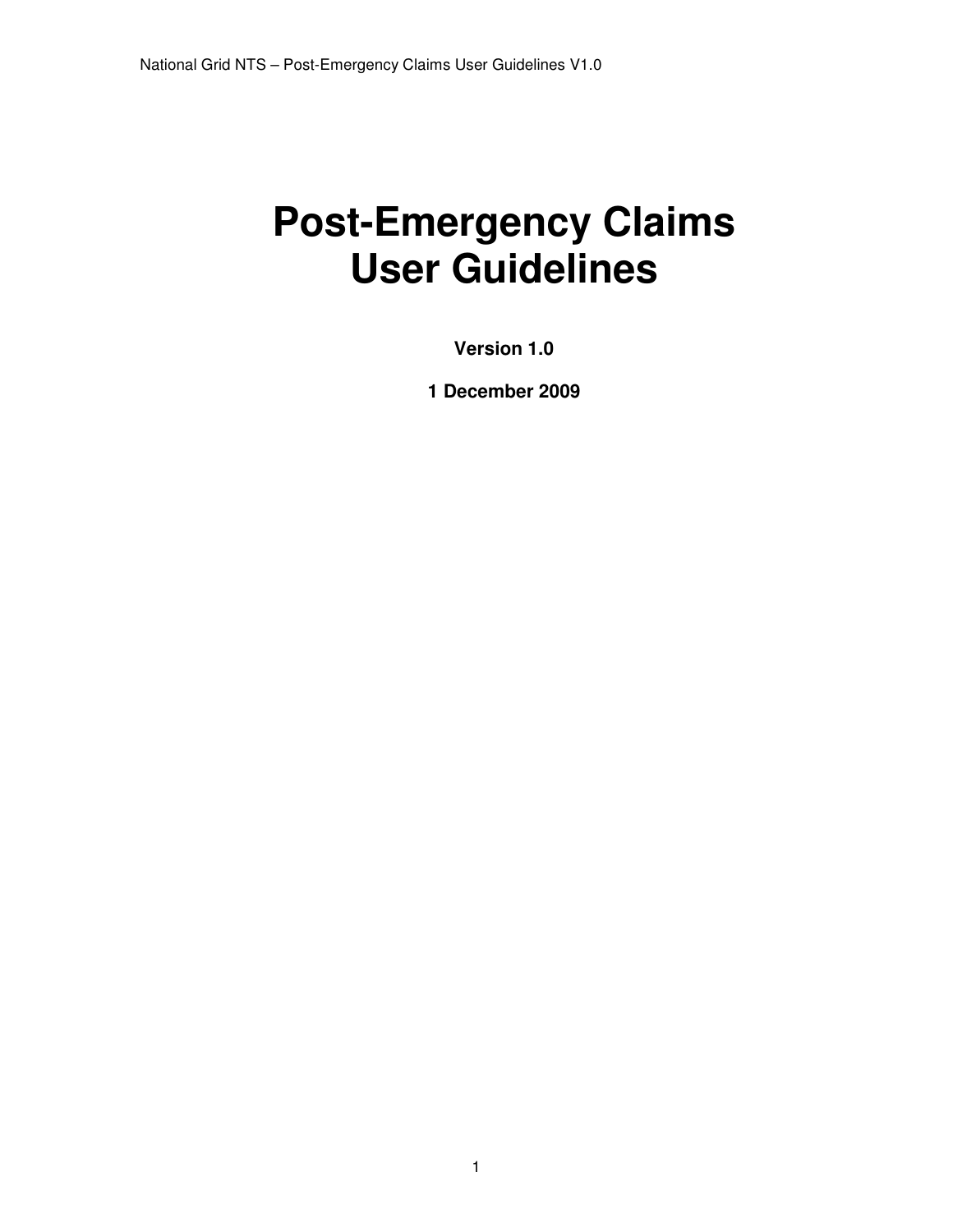# Post-Emergency Claims User Guidelines

**Version 1.0**

**1 December 2009**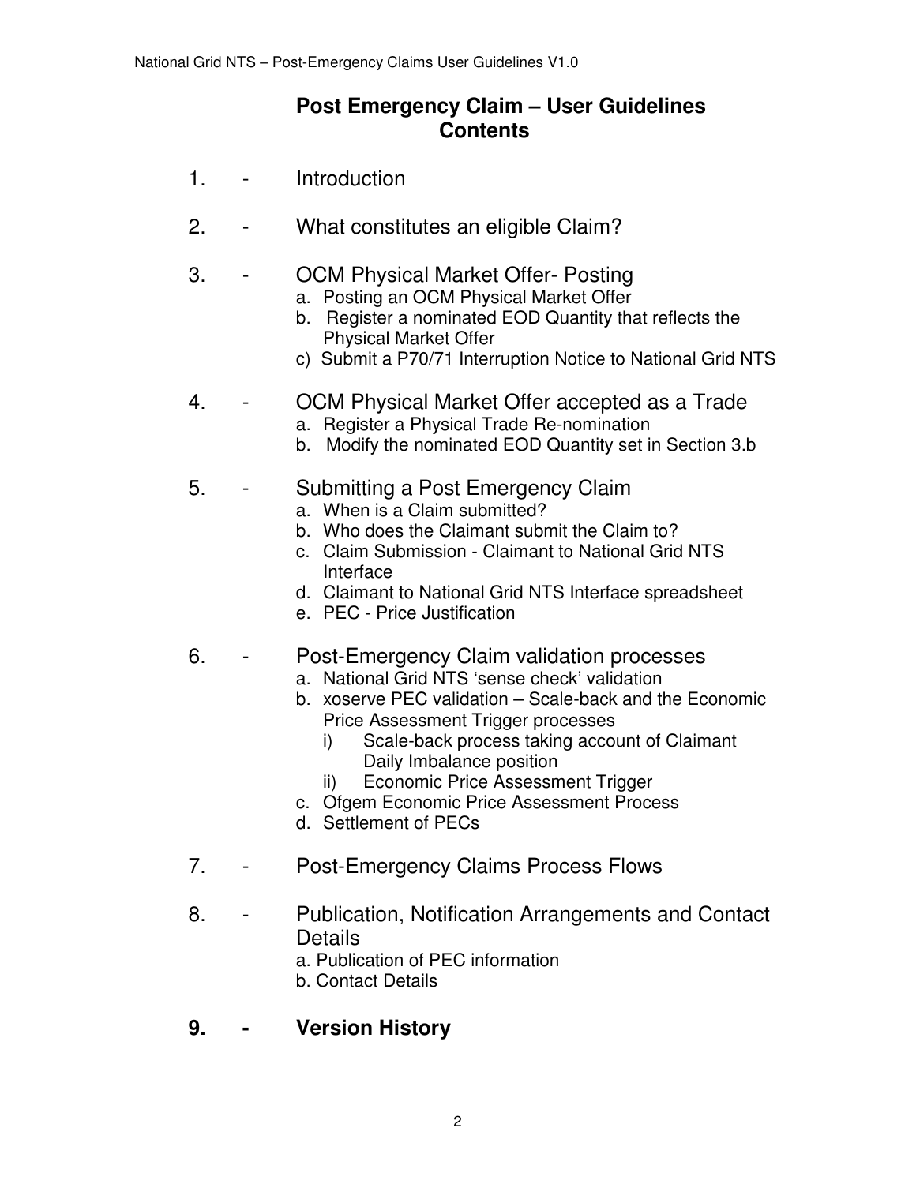# Post Emergency Claim – User Guidelines
## Contents

1. - Introduction

2. - What constitutes an eligible Claim?

3. - OCM Physical Market Offer- Posting
   - a. Posting an OCM Physical Market Offer
   - b. Register a nominated EOD Quantity that reflects the Physical Market Offer
   - c) Submit a P70/71 Interruption Notice to National Grid NTS

4. - OCM Physical Market Offer accepted as a Trade
   - a. Register a Physical Trade Re-nomination
   - b. Modify the nominated EOD Quantity set in Section 3.b

5. - Submitting a Post Emergency Claim
   - a. When is a Claim submitted?
   - b. Who does the Claimant submit the Claim to?
   - c. Claim Submission - Claimant to National Grid NTS Interface
   - d. Claimant to National Grid NTS Interface spreadsheet
   - e. PEC - Price Justification

6. - Post-Emergency Claim validation processes
   - a. National Grid NTS 'sense check' validation
   - b. xoserve PEC validation – Scale-back and the Economic Price Assessment Trigger processes
     - i) Scale-back process taking account of Claimant Daily Imbalance position
     - ii) Economic Price Assessment Trigger
   - c. Ofgem Economic Price Assessment Process
   - d. Settlement of PECs

7. - Post-Emergency Claims Process Flows

8. - Publication, Notification Arrangements and Contact Details
   - a. Publication of PEC information
   - b. Contact Details

9. - **Version History**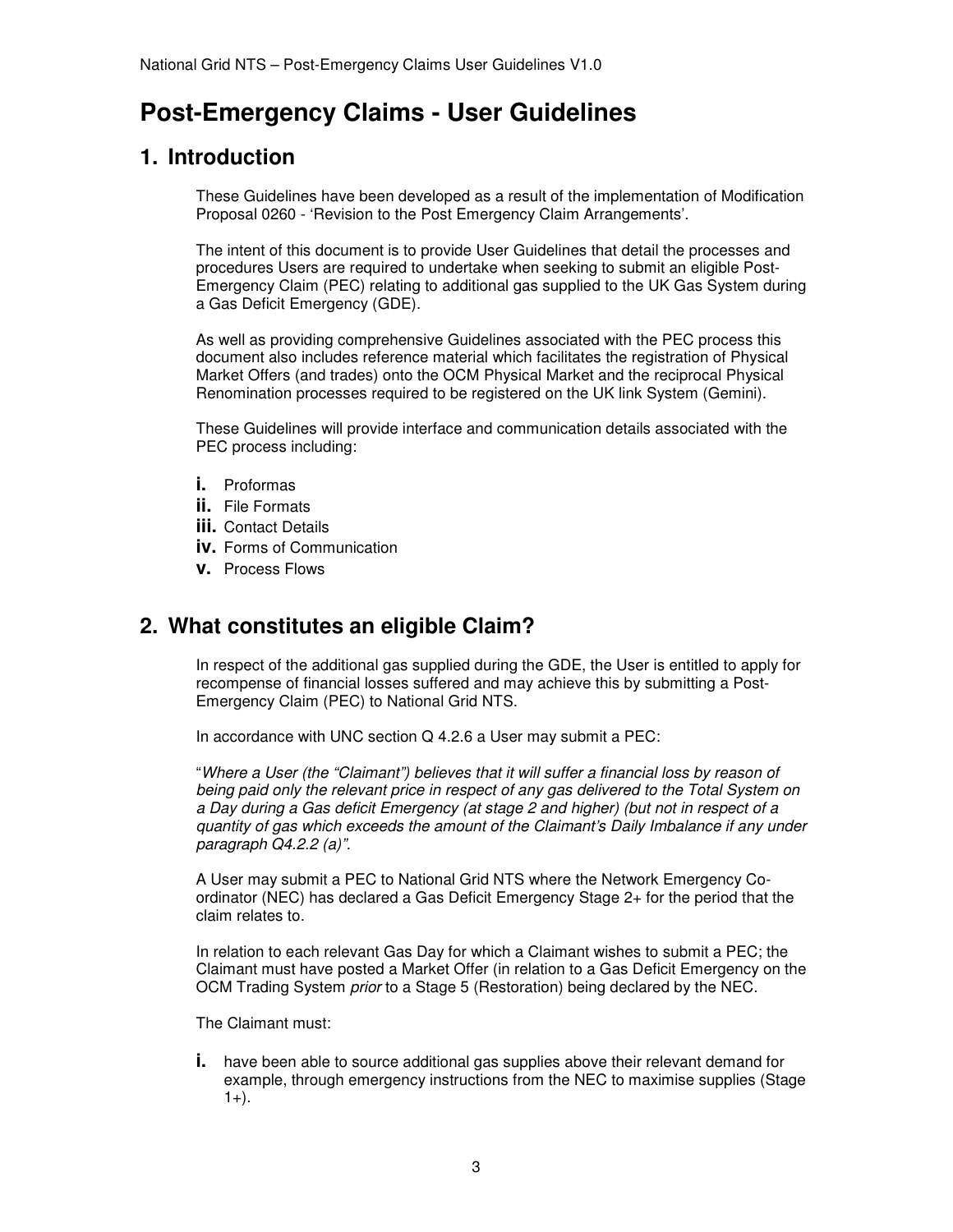# Post-Emergency Claims - User Guidelines

## 1. Introduction

These Guidelines have been developed as a result of the implementation of Modification Proposal 0260 - 'Revision to the Post Emergency Claim Arrangements'.

The intent of this document is to provide User Guidelines that detail the processes and procedures Users are required to undertake when seeking to submit an eligible Post-Emergency Claim (PEC) relating to additional gas supplied to the UK Gas System during a Gas Deficit Emergency (GDE).

As well as providing comprehensive Guidelines associated with the PEC process this document also includes reference material which facilitates the registration of Physical Market Offers (and trades) onto the OCM Physical Market and the reciprocal Physical Renomination processes required to be registered on the UK link System (Gemini).

These Guidelines will provide interface and communication details associated with the PEC process including:

- **i.** Proformas
- **ii.** File Formats
- **iii.** Contact Details
- **iv.** Forms of Communication
- **v.** Process Flows

## 2. What constitutes an eligible Claim?

In respect of the additional gas supplied during the GDE, the User is entitled to apply for recompense of financial losses suffered and may achieve this by submitting a Post-Emergency Claim (PEC) to National Grid NTS.

In accordance with UNC section Q 4.2.6 a User may submit a PEC:

"*Where a User (the "Claimant") believes that it will suffer a financial loss by reason of being paid only the relevant price in respect of any gas delivered to the Total System on a Day during a Gas deficit Emergency (at stage 2 and higher) (but not in respect of a quantity of gas which exceeds the amount of the Claimant's Daily Imbalance if any under paragraph Q4.2.2 (a)*".

A User may submit a PEC to National Grid NTS where the Network Emergency Co-ordinator (NEC) has declared a Gas Deficit Emergency Stage 2+ for the period that the claim relates to.

In relation to each relevant Gas Day for which a Claimant wishes to submit a PEC; the Claimant must have posted a Market Offer (in relation to a Gas Deficit Emergency on the OCM Trading System *prior* to a Stage 5 (Restoration) being declared by the NEC.

The Claimant must:

- **i.** have been able to source additional gas supplies above their relevant demand for example, through emergency instructions from the NEC to maximise supplies (Stage 1+).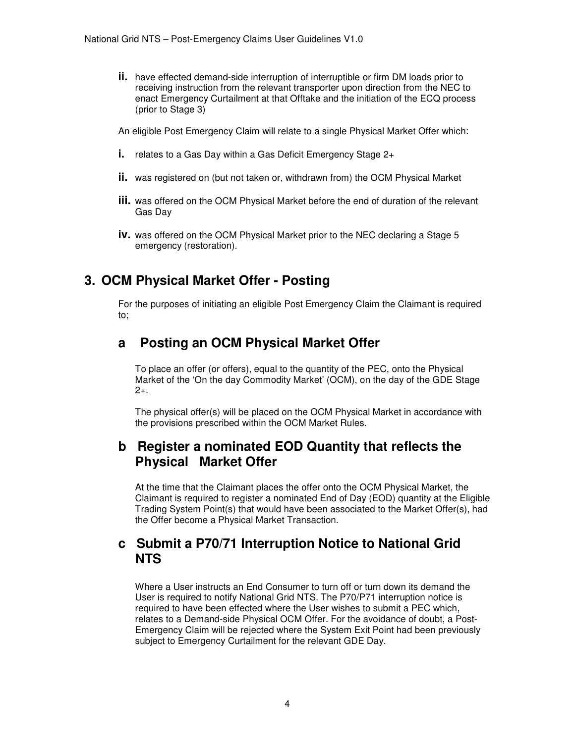ii. have effected demand-side interruption of interruptible or firm DM loads prior to receiving instruction from the relevant transporter upon direction from the NEC to enact Emergency Curtailment at that Offtake and the initiation of the ECQ process (prior to Stage 3)

An eligible Post Emergency Claim will relate to a single Physical Market Offer which:

i. relates to a Gas Day within a Gas Deficit Emergency Stage 2+

ii. was registered on (but not taken or, withdrawn from) the OCM Physical Market

iii. was offered on the OCM Physical Market before the end of duration of the relevant Gas Day

iv. was offered on the OCM Physical Market prior to the NEC declaring a Stage 5 emergency (restoration).

## 3. OCM Physical Market Offer - Posting

For the purposes of initiating an eligible Post Emergency Claim the Claimant is required to;

### a Posting an OCM Physical Market Offer

To place an offer (or offers), equal to the quantity of the PEC, onto the Physical Market of the 'On the day Commodity Market' (OCM), on the day of the GDE Stage 2+.

The physical offer(s) will be placed on the OCM Physical Market in accordance with the provisions prescribed within the OCM Market Rules.

### b Register a nominated EOD Quantity that reflects the Physical Market Offer

At the time that the Claimant places the offer onto the OCM Physical Market, the Claimant is required to register a nominated End of Day (EOD) quantity at the Eligible Trading System Point(s) that would have been associated to the Market Offer(s), had the Offer become a Physical Market Transaction.

### c Submit a P70/71 Interruption Notice to National Grid NTS

Where a User instructs an End Consumer to turn off or turn down its demand the User is required to notify National Grid NTS. The P70/P71 interruption notice is required to have been effected where the User wishes to submit a PEC which, relates to a Demand-side Physical OCM Offer. For the avoidance of doubt, a Post-Emergency Claim will be rejected where the System Exit Point had been previously subject to Emergency Curtailment for the relevant GDE Day.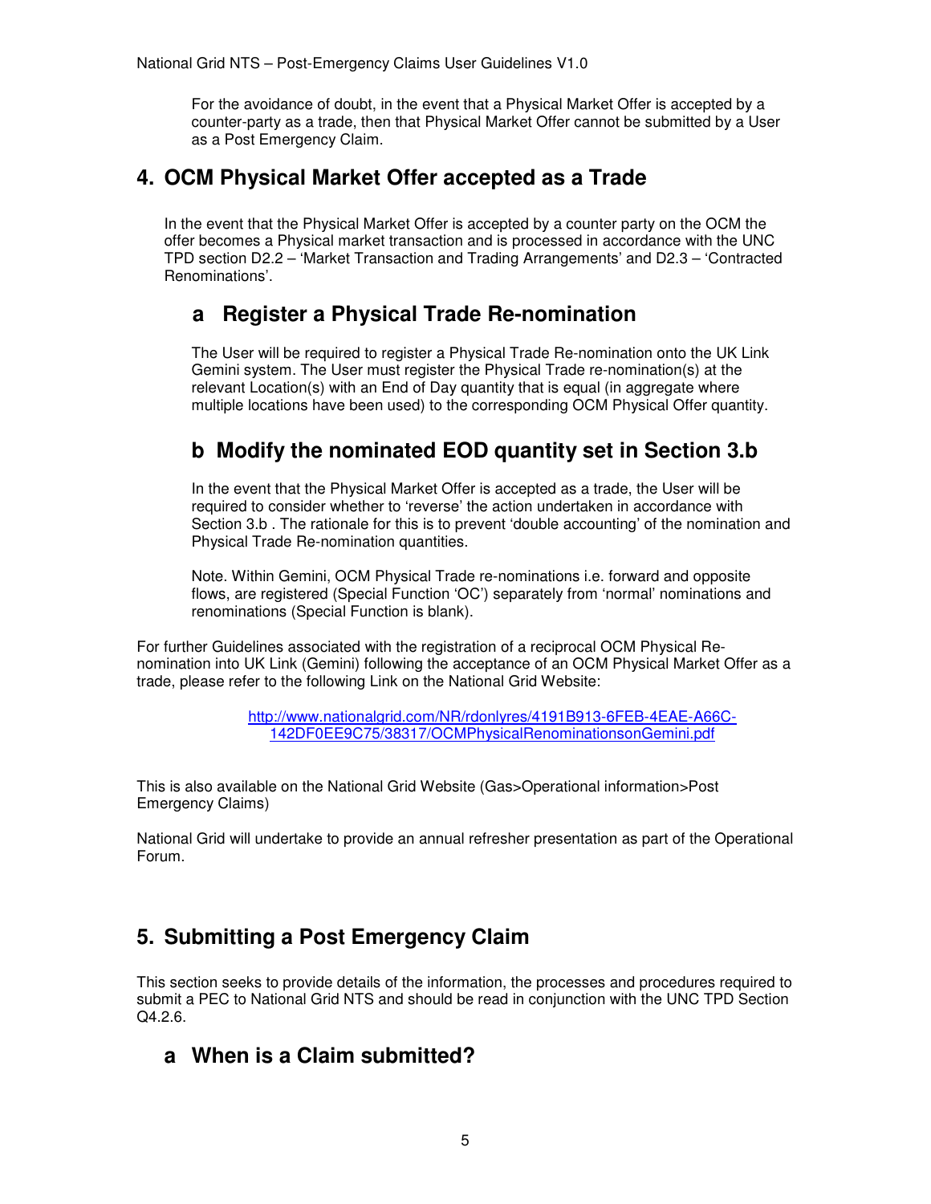For the avoidance of doubt, in the event that a Physical Market Offer is accepted by a counter-party as a trade, then that Physical Market Offer cannot be submitted by a User as a Post Emergency Claim.

## 4. OCM Physical Market Offer accepted as a Trade

In the event that the Physical Market Offer is accepted by a counter party on the OCM the offer becomes a Physical market transaction and is processed in accordance with the UNC TPD section D2.2 – 'Market Transaction and Trading Arrangements' and D2.3 – 'Contracted Renominations'.

### a Register a Physical Trade Re-nomination

The User will be required to register a Physical Trade Re-nomination onto the UK Link Gemini system. The User must register the Physical Trade re-nomination(s) at the relevant Location(s) with an End of Day quantity that is equal (in aggregate where multiple locations have been used) to the corresponding OCM Physical Offer quantity.

### b Modify the nominated EOD quantity set in Section 3.b

In the event that the Physical Market Offer is accepted as a trade, the User will be required to consider whether to 'reverse' the action undertaken in accordance with Section 3.b . The rationale for this is to prevent 'double accounting' of the nomination and Physical Trade Re-nomination quantities.

Note. Within Gemini, OCM Physical Trade re-nominations i.e. forward and opposite flows, are registered (Special Function 'OC') separately from 'normal' nominations and renominations (Special Function is blank).

For further Guidelines associated with the registration of a reciprocal OCM Physical Re-nomination into UK Link (Gemini) following the acceptance of an OCM Physical Market Offer as a trade, please refer to the following Link on the National Grid Website:

http://www.nationalgrid.com/NR/rdonlyres/4191B913-6FEB-4EAE-A66C-142DF0EE9C75/38317/OCMPhysicalRenominationsonGemini.pdf

This is also available on the National Grid Website (Gas>Operational information>Post Emergency Claims)

National Grid will undertake to provide an annual refresher presentation as part of the Operational Forum.

## 5. Submitting a Post Emergency Claim

This section seeks to provide details of the information, the processes and procedures required to submit a PEC to National Grid NTS and should be read in conjunction with the UNC TPD Section Q4.2.6.

### a When is a Claim submitted?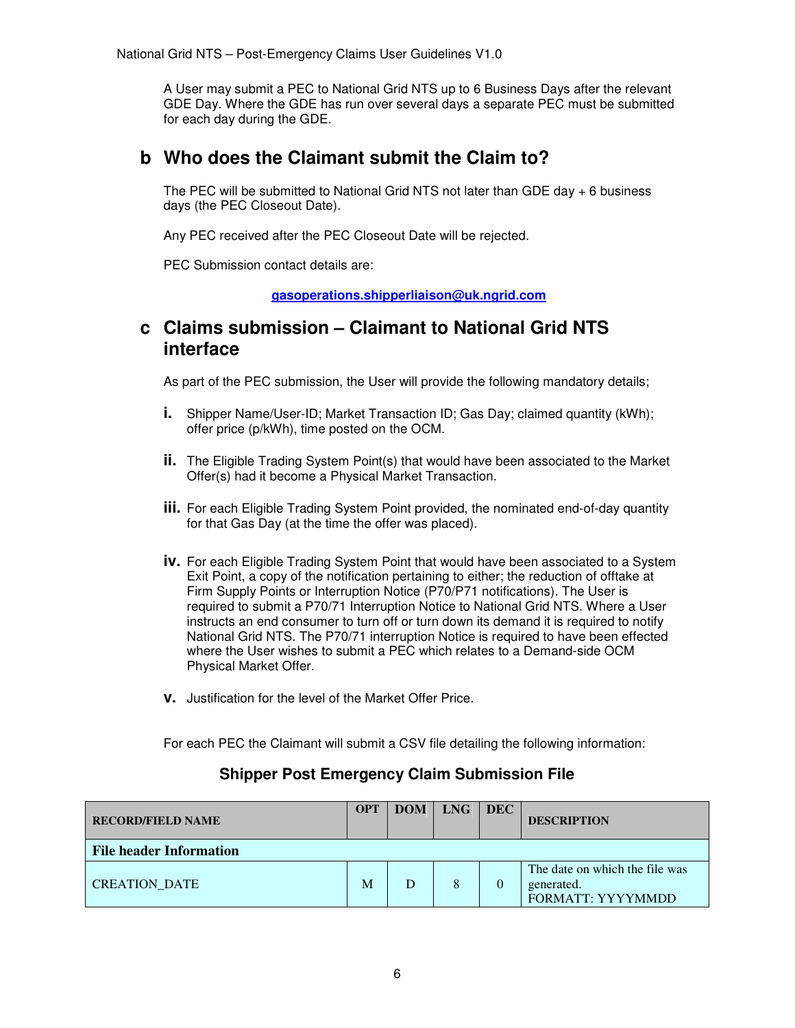A User may submit a PEC to National Grid NTS up to 6 Business Days after the relevant GDE Day. Where the GDE has run over several days a separate PEC must be submitted for each day during the GDE.

## b Who does the Claimant submit the Claim to?

The PEC will be submitted to National Grid NTS not later than GDE day + 6 business days (the PEC Closeout Date).

Any PEC received after the PEC Closeout Date will be rejected.

PEC Submission contact details are:

**gasoperations.shipperliaison@uk.ngrid.com**

## c Claims submission – Claimant to National Grid NTS interface

As part of the PEC submission, the User will provide the following mandatory details;

- **i.** Shipper Name/User-ID; Market Transaction ID; Gas Day; claimed quantity (kWh); offer price (p/kWh), time posted on the OCM.
- **ii.** The Eligible Trading System Point(s) that would have been associated to the Market Offer(s) had it become a Physical Market Transaction.
- **iii.** For each Eligible Trading System Point provided, the nominated end-of-day quantity for that Gas Day (at the time the offer was placed).
- **iv.** For each Eligible Trading System Point that would have been associated to a System Exit Point, a copy of the notification pertaining to either; the reduction of offtake at Firm Supply Points or Interruption Notice (P70/P71 notifications). The User is required to submit a P70/71 Interruption Notice to National Grid NTS. Where a User instructs an end consumer to turn off or turn down its demand it is required to notify National Grid NTS. The P70/71 interruption Notice is required to have been effected where the User wishes to submit a PEC which relates to a Demand-side OCM Physical Market Offer.
- **v.** Justification for the level of the Market Offer Price.

For each PEC the Claimant will submit a CSV file detailing the following information:

### Shipper Post Emergency Claim Submission File

| RECORD/FIELD NAME | OPT | DOM | LNG | DEC | DESCRIPTION |
|---|---|---|---|---|---|
| **File header Information** | | | | | |
| CREATION_DATE | M | D | 8 | 0 | The date on which the file was generated. FORMATT: YYYYMMDD |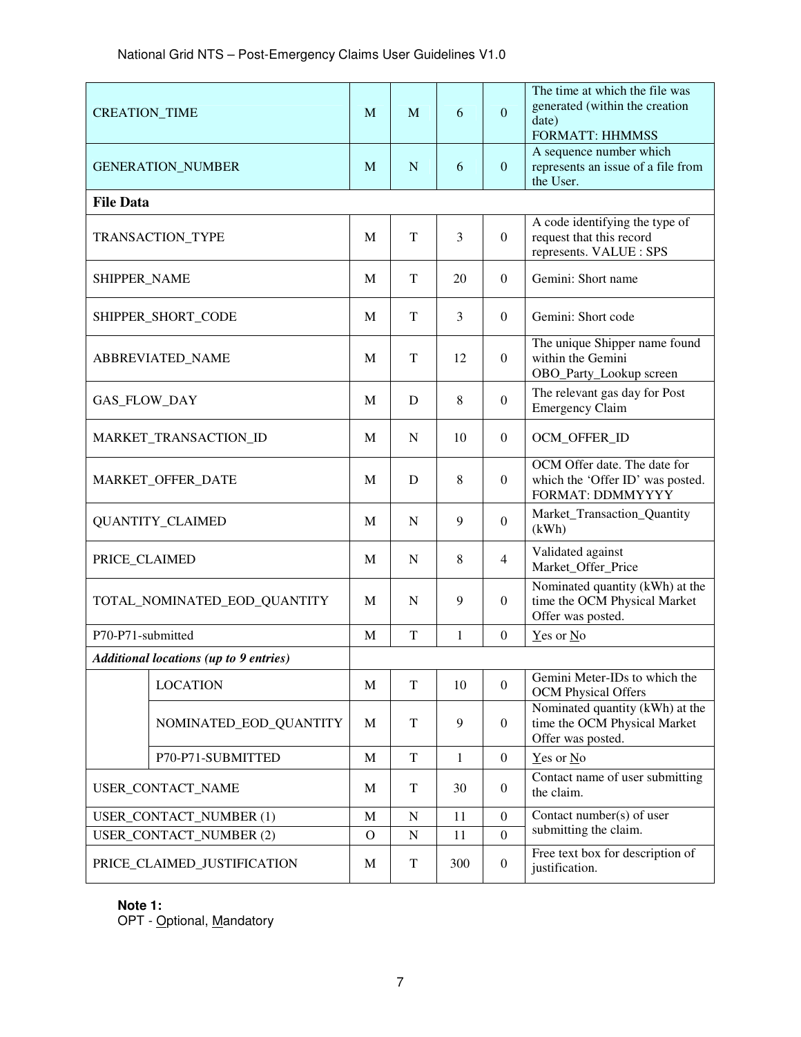| | | | | | |
|---|---|---|---|---|---|
| CREATION_TIME | | M | M | 6 | 0 | The time at which the file was generated (within the creation date) FORMATT: HHMMSS |
| GENERATION_NUMBER | | M | N | 6 | 0 | A sequence number which represents an issue of a file from the User. |
| **File Data** | | | | | | |
| TRANSACTION_TYPE | | M | T | 3 | 0 | A code identifying the type of request that this record represents. VALUE : SPS |
| SHIPPER_NAME | | M | T | 20 | 0 | Gemini: Short name |
| SHIPPER_SHORT_CODE | | M | T | 3 | 0 | Gemini: Short code |
| ABBREVIATED_NAME | | M | T | 12 | 0 | The unique Shipper name found within the Gemini OBO_Party_Lookup screen |
| GAS_FLOW_DAY | | M | D | 8 | 0 | The relevant gas day for Post Emergency Claim |
| MARKET_TRANSACTION_ID | | M | N | 10 | 0 | OCM_OFFER_ID |
| MARKET_OFFER_DATE | | M | D | 8 | 0 | OCM Offer date. The date for which the 'Offer ID' was posted. FORMAT: DDMMYYYY |
| QUANTITY_CLAIMED | | M | N | 9 | 0 | Market_Transaction_Quantity (kWh) |
| PRICE_CLAIMED | | M | N | 8 | 4 | Validated against Market_Offer_Price |
| TOTAL_NOMINATED_EOD_QUANTITY | | M | N | 9 | 0 | Nominated quantity (kWh) at the time the OCM Physical Market Offer was posted. |
| P70-P71-submitted | | M | T | 1 | 0 | Yes or No |
| ***Additional locations (up to 9 entries)*** | | | | | | |
| | LOCATION | M | T | 10 | 0 | Gemini Meter-IDs to which the OCM Physical Offers |
| | NOMINATED_EOD_QUANTITY | M | T | 9 | 0 | Nominated quantity (kWh) at the time the OCM Physical Market Offer was posted. |
| | P70-P71-SUBMITTED | M | T | 1 | 0 | Yes or No |
| USER_CONTACT_NAME | | M | T | 30 | 0 | Contact name of user submitting the claim. |
| USER_CONTACT_NUMBER (1) | | M | N | 11 | 0 | Contact number(s) of user submitting the claim. |
| USER_CONTACT_NUMBER (2) | | O | N | 11 | 0 | |
| PRICE_CLAIMED_JUSTIFICATION | | M | T | 300 | 0 | Free text box for description of justification. |

**Note 1:**
OPT - Optional, Mandatory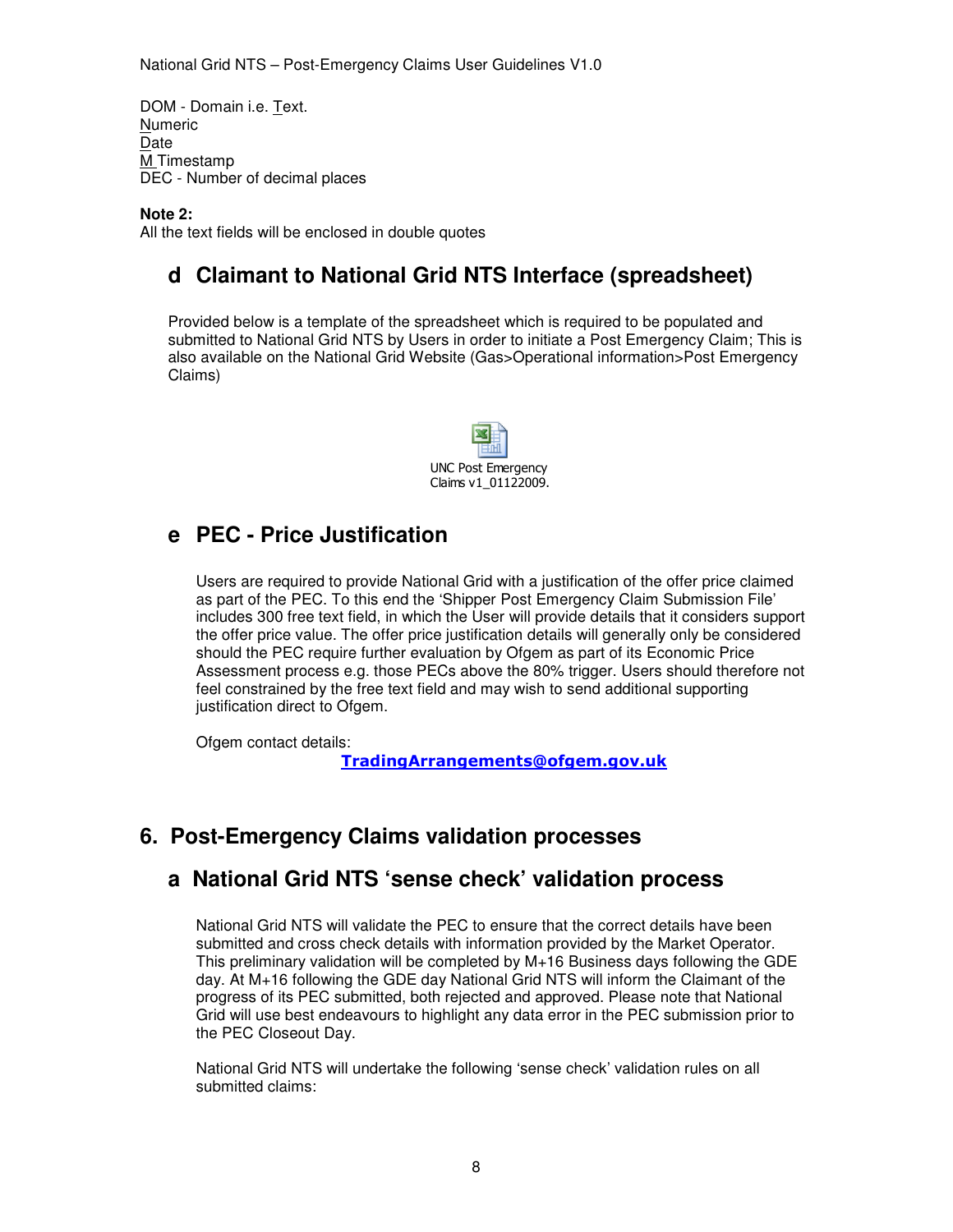DOM - Domain i.e. Text.
Numeric
Date
M Timestamp
DEC - Number of decimal places

**Note 2:**
All the text fields will be enclosed in double quotes

## d Claimant to National Grid NTS Interface (spreadsheet)

Provided below is a template of the spreadsheet which is required to be populated and submitted to National Grid NTS by Users in order to initiate a Post Emergency Claim; This is also available on the National Grid Website (Gas>Operational information>Post Emergency Claims)

UNC Post Emergency Claims v1_01122009.

## e PEC - Price Justification

Users are required to provide National Grid with a justification of the offer price claimed as part of the PEC. To this end the 'Shipper Post Emergency Claim Submission File' includes 300 free text field, in which the User will provide details that it considers support the offer price value. The offer price justification details will generally only be considered should the PEC require further evaluation by Ofgem as part of its Economic Price Assessment process e.g. those PECs above the 80% trigger. Users should therefore not feel constrained by the free text field and may wish to send additional supporting justification direct to Ofgem.

Ofgem contact details:
TradingArrangements@ofgem.gov.uk

# 6. Post-Emergency Claims validation processes

## a National Grid NTS 'sense check' validation process

National Grid NTS will validate the PEC to ensure that the correct details have been submitted and cross check details with information provided by the Market Operator. This preliminary validation will be completed by M+16 Business days following the GDE day. At M+16 following the GDE day National Grid NTS will inform the Claimant of the progress of its PEC submitted, both rejected and approved. Please note that National Grid will use best endeavours to highlight any data error in the PEC submission prior to the PEC Closeout Day.

National Grid NTS will undertake the following 'sense check' validation rules on all submitted claims: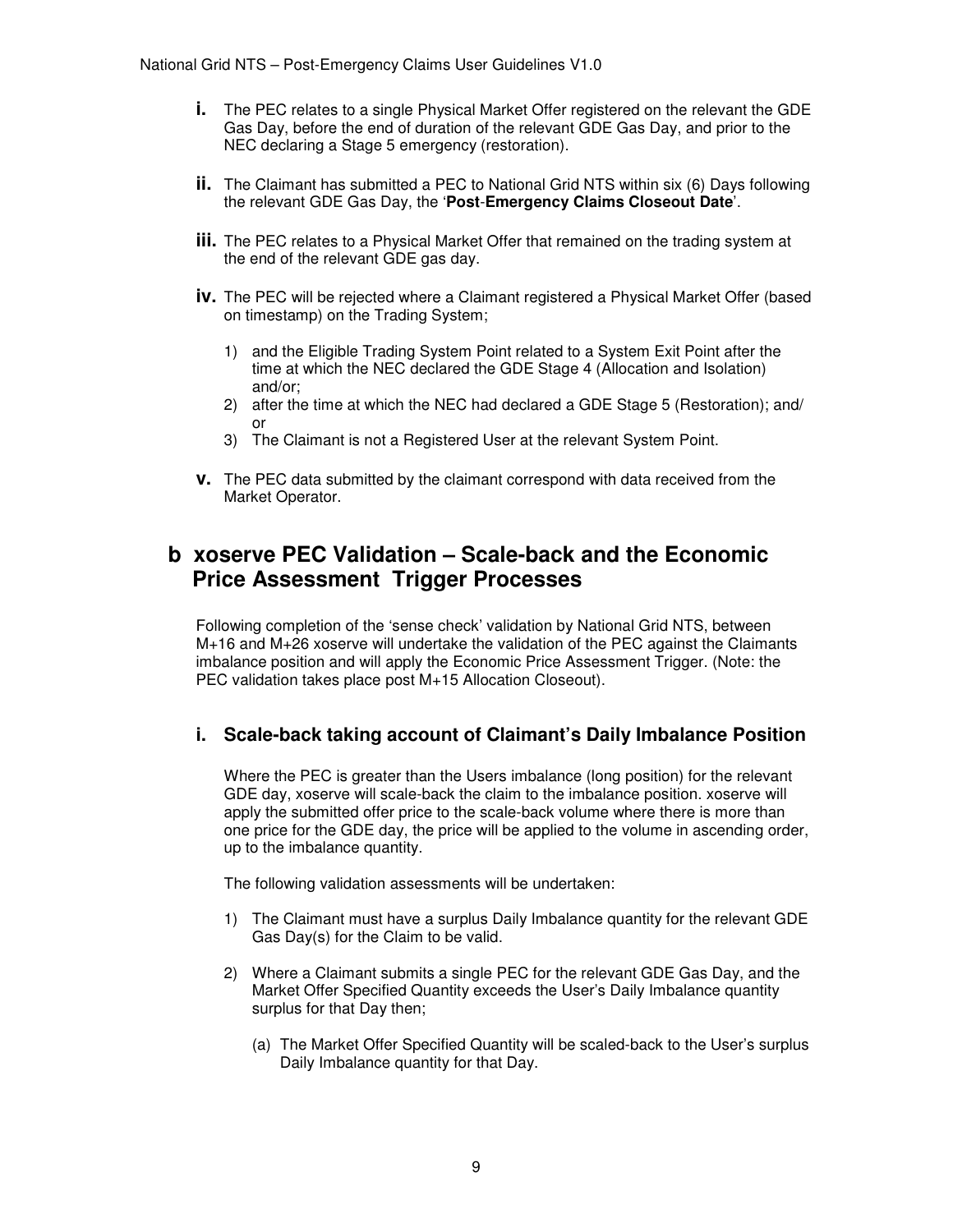i. The PEC relates to a single Physical Market Offer registered on the relevant the GDE Gas Day, before the end of duration of the relevant GDE Gas Day, and prior to the NEC declaring a Stage 5 emergency (restoration).

ii. The Claimant has submitted a PEC to National Grid NTS within six (6) Days following the relevant GDE Gas Day, the '**Post-Emergency Claims Closeout Date**'.

iii. The PEC relates to a Physical Market Offer that remained on the trading system at the end of the relevant GDE gas day.

iv. The PEC will be rejected where a Claimant registered a Physical Market Offer (based on timestamp) on the Trading System;

   1) and the Eligible Trading System Point related to a System Exit Point after the time at which the NEC declared the GDE Stage 4 (Allocation and Isolation) and/or;
   2) after the time at which the NEC had declared a GDE Stage 5 (Restoration); and/ or
   3) The Claimant is not a Registered User at the relevant System Point.

v. The PEC data submitted by the claimant correspond with data received from the Market Operator.

## b xoserve PEC Validation – Scale-back and the Economic Price Assessment Trigger Processes

Following completion of the 'sense check' validation by National Grid NTS, between M+16 and M+26 xoserve will undertake the validation of the PEC against the Claimants imbalance position and will apply the Economic Price Assessment Trigger. (Note: the PEC validation takes place post M+15 Allocation Closeout).

### i. Scale-back taking account of Claimant's Daily Imbalance Position

Where the PEC is greater than the Users imbalance (long position) for the relevant GDE day, xoserve will scale-back the claim to the imbalance position. xoserve will apply the submitted offer price to the scale-back volume where there is more than one price for the GDE day, the price will be applied to the volume in ascending order, up to the imbalance quantity.

The following validation assessments will be undertaken:

1) The Claimant must have a surplus Daily Imbalance quantity for the relevant GDE Gas Day(s) for the Claim to be valid.

2) Where a Claimant submits a single PEC for the relevant GDE Gas Day, and the Market Offer Specified Quantity exceeds the User's Daily Imbalance quantity surplus for that Day then;

   (a) The Market Offer Specified Quantity will be scaled-back to the User's surplus Daily Imbalance quantity for that Day.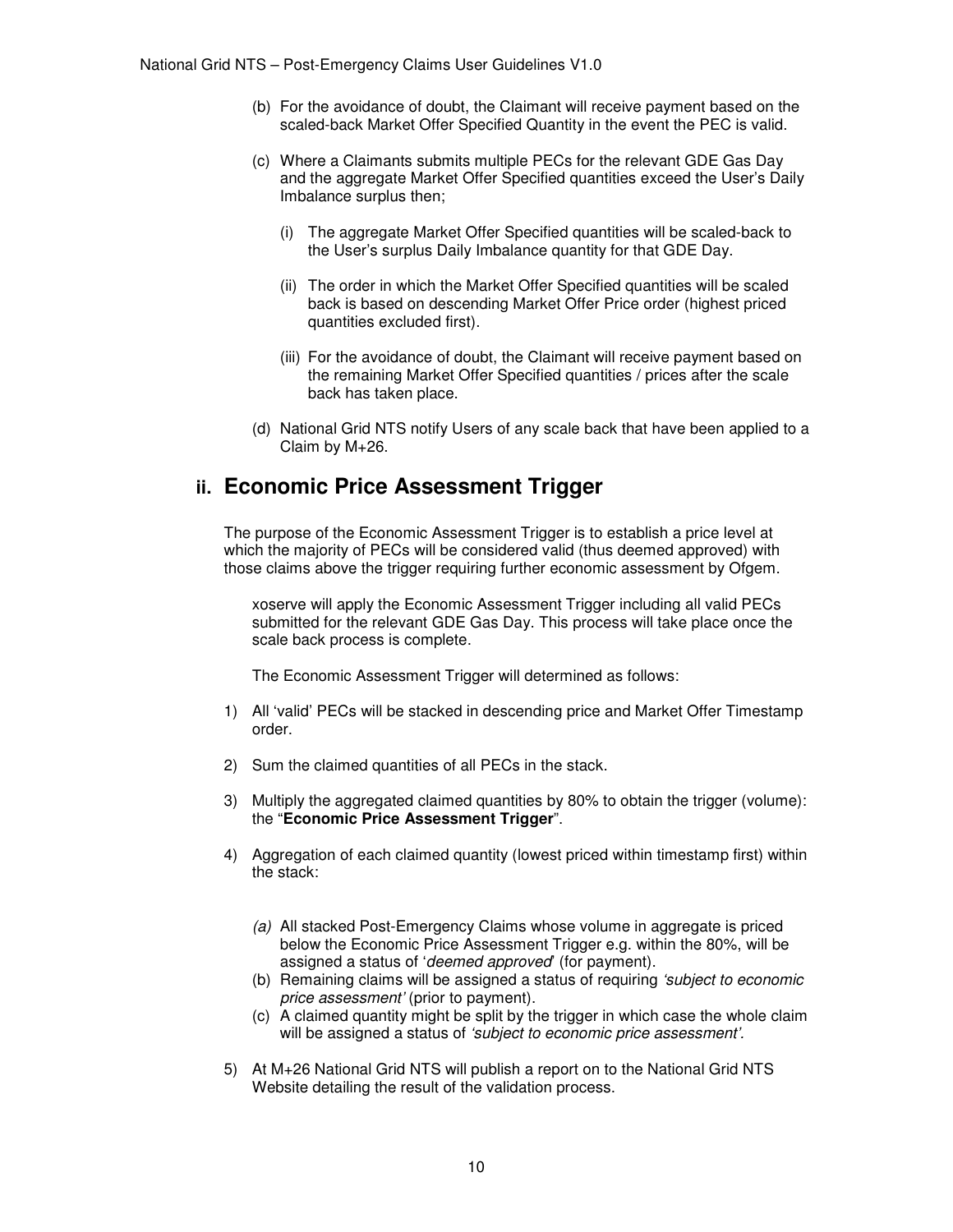(b) For the avoidance of doubt, the Claimant will receive payment based on the scaled-back Market Offer Specified Quantity in the event the PEC is valid.

(c) Where a Claimants submits multiple PECs for the relevant GDE Gas Day and the aggregate Market Offer Specified quantities exceed the User's Daily Imbalance surplus then;

   (i) The aggregate Market Offer Specified quantities will be scaled-back to the User's surplus Daily Imbalance quantity for that GDE Day.

   (ii) The order in which the Market Offer Specified quantities will be scaled back is based on descending Market Offer Price order (highest priced quantities excluded first).

   (iii) For the avoidance of doubt, the Claimant will receive payment based on the remaining Market Offer Specified quantities / prices after the scale back has taken place.

(d) National Grid NTS notify Users of any scale back that have been applied to a Claim by M+26.

## ii. Economic Price Assessment Trigger

The purpose of the Economic Assessment Trigger is to establish a price level at which the majority of PECs will be considered valid (thus deemed approved) with those claims above the trigger requiring further economic assessment by Ofgem.

xoserve will apply the Economic Assessment Trigger including all valid PECs submitted for the relevant GDE Gas Day. This process will take place once the scale back process is complete.

The Economic Assessment Trigger will determined as follows:

1) All 'valid' PECs will be stacked in descending price and Market Offer Timestamp order.

2) Sum the claimed quantities of all PECs in the stack.

3) Multiply the aggregated claimed quantities by 80% to obtain the trigger (volume): the "**Economic Price Assessment Trigger**".

4) Aggregation of each claimed quantity (lowest priced within timestamp first) within the stack:

   *(a)* All stacked Post-Emergency Claims whose volume in aggregate is priced below the Economic Price Assessment Trigger e.g. within the 80%, will be assigned a status of '*deemed approved*' (for payment).
   
   (b) Remaining claims will be assigned a status of requiring *'subject to economic price assessment'* (prior to payment).
   
   (c) A claimed quantity might be split by the trigger in which case the whole claim will be assigned a status of *'subject to economic price assessment'*.

5) At M+26 National Grid NTS will publish a report on to the National Grid NTS Website detailing the result of the validation process.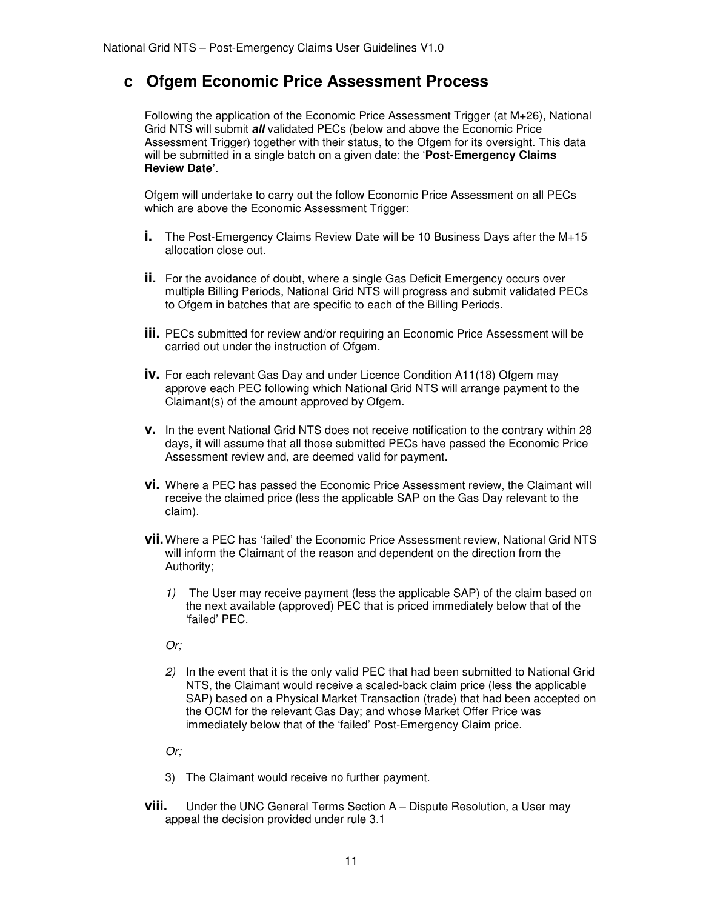## c Ofgem Economic Price Assessment Process

Following the application of the Economic Price Assessment Trigger (at M+26), National Grid NTS will submit ***all*** validated PECs (below and above the Economic Price Assessment Trigger) together with their status, to the Ofgem for its oversight. This data will be submitted in a single batch on a given date: the '**Post-Emergency Claims Review Date'**.

Ofgem will undertake to carry out the follow Economic Price Assessment on all PECs which are above the Economic Assessment Trigger:

- **i.** The Post-Emergency Claims Review Date will be 10 Business Days after the M+15 allocation close out.
- **ii.** For the avoidance of doubt, where a single Gas Deficit Emergency occurs over multiple Billing Periods, National Grid NTS will progress and submit validated PECs to Ofgem in batches that are specific to each of the Billing Periods.
- **iii.** PECs submitted for review and/or requiring an Economic Price Assessment will be carried out under the instruction of Ofgem.
- **iv.** For each relevant Gas Day and under Licence Condition A11(18) Ofgem may approve each PEC following which National Grid NTS will arrange payment to the Claimant(s) of the amount approved by Ofgem.
- **v.** In the event National Grid NTS does not receive notification to the contrary within 28 days, it will assume that all those submitted PECs have passed the Economic Price Assessment review and, are deemed valid for payment.
- **vi.** Where a PEC has passed the Economic Price Assessment review, the Claimant will receive the claimed price (less the applicable SAP on the Gas Day relevant to the claim).
- **vii.** Where a PEC has 'failed' the Economic Price Assessment review, National Grid NTS will inform the Claimant of the reason and dependent on the direction from the Authority;

  *1)* The User may receive payment (less the applicable SAP) of the claim based on the next available (approved) PEC that is priced immediately below that of the 'failed' PEC.

  *Or;*

  *2)* In the event that it is the only valid PEC that had been submitted to National Grid NTS, the Claimant would receive a scaled-back claim price (less the applicable SAP) based on a Physical Market Transaction (trade) that had been accepted on the OCM for the relevant Gas Day; and whose Market Offer Price was immediately below that of the 'failed' Post-Emergency Claim price.

  *Or;*

  3) The Claimant would receive no further payment.

- **viii.** Under the UNC General Terms Section A – Dispute Resolution, a User may appeal the decision provided under rule 3.1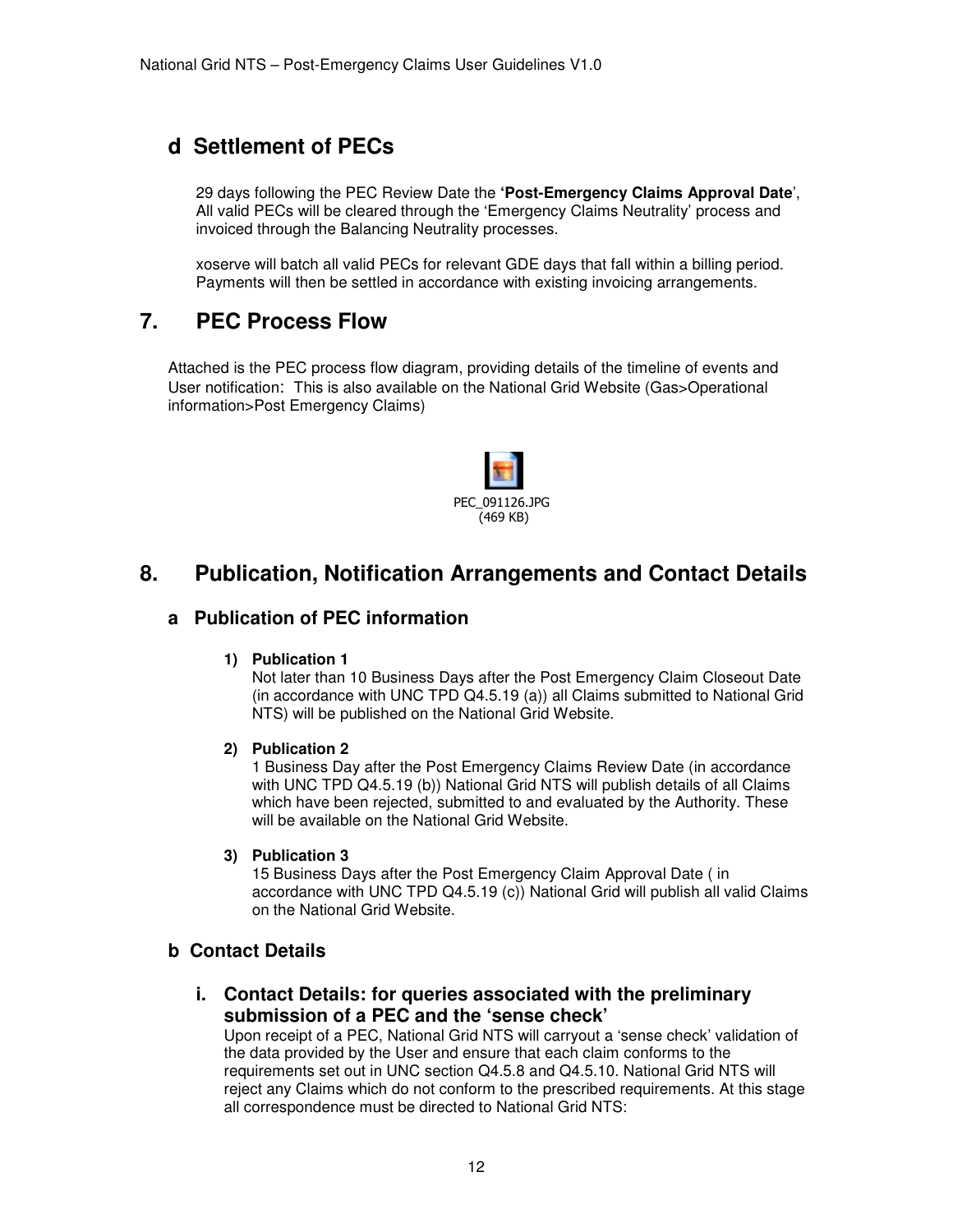### d Settlement of PECs

29 days following the PEC Review Date the **'Post-Emergency Claims Approval Date'**, All valid PECs will be cleared through the 'Emergency Claims Neutrality' process and invoiced through the Balancing Neutrality processes.

xoserve will batch all valid PECs for relevant GDE days that fall within a billing period. Payments will then be settled in accordance with existing invoicing arrangements.

## 7. PEC Process Flow

Attached is the PEC process flow diagram, providing details of the timeline of events and User notification: This is also available on the National Grid Website (Gas>Operational information>Post Emergency Claims)

PEC_091126.JPG
(469 KB)

## 8. Publication, Notification Arrangements and Contact Details

### a Publication of PEC information

1) **Publication 1**
   Not later than 10 Business Days after the Post Emergency Claim Closeout Date (in accordance with UNC TPD Q4.5.19 (a)) all Claims submitted to National Grid NTS) will be published on the National Grid Website.

2) **Publication 2**
   1 Business Day after the Post Emergency Claims Review Date (in accordance with UNC TPD Q4.5.19 (b)) National Grid NTS will publish details of all Claims which have been rejected, submitted to and evaluated by the Authority. These will be available on the National Grid Website.

3) **Publication 3**
   15 Business Days after the Post Emergency Claim Approval Date ( in accordance with UNC TPD Q4.5.19 (c)) National Grid will publish all valid Claims on the National Grid Website.

### b Contact Details

#### i. Contact Details: for queries associated with the preliminary submission of a PEC and the 'sense check'

Upon receipt of a PEC, National Grid NTS will carryout a 'sense check' validation of the data provided by the User and ensure that each claim conforms to the requirements set out in UNC section Q4.5.8 and Q4.5.10. National Grid NTS will reject any Claims which do not conform to the prescribed requirements. At this stage all correspondence must be directed to National Grid NTS: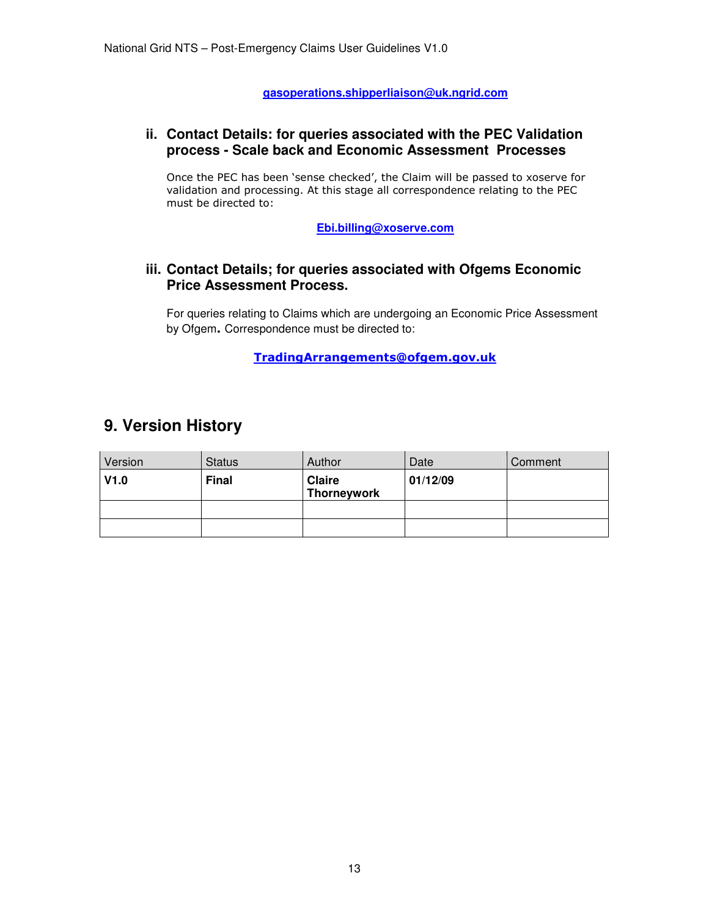gasoperations.shipperliaison@uk.ngrid.com

### ii. Contact Details: for queries associated with the PEC Validation process - Scale back and Economic Assessment Processes

Once the PEC has been 'sense checked', the Claim will be passed to xoserve for validation and processing. At this stage all correspondence relating to the PEC must be directed to:

Ebi.billing@xoserve.com

### iii. Contact Details; for queries associated with Ofgems Economic Price Assessment Process.

For queries relating to Claims which are undergoing an Economic Price Assessment by Ofgem**.** Correspondence must be directed to:

TradingArrangements@ofgem.gov.uk

## 9. Version History

| Version | Status | Author | Date | Comment |
|---|---|---|---|---|
| **V1.0** | **Final** | **Claire Thorneywork** | **01/12/09** | |
| | | | | |
| | | | | |